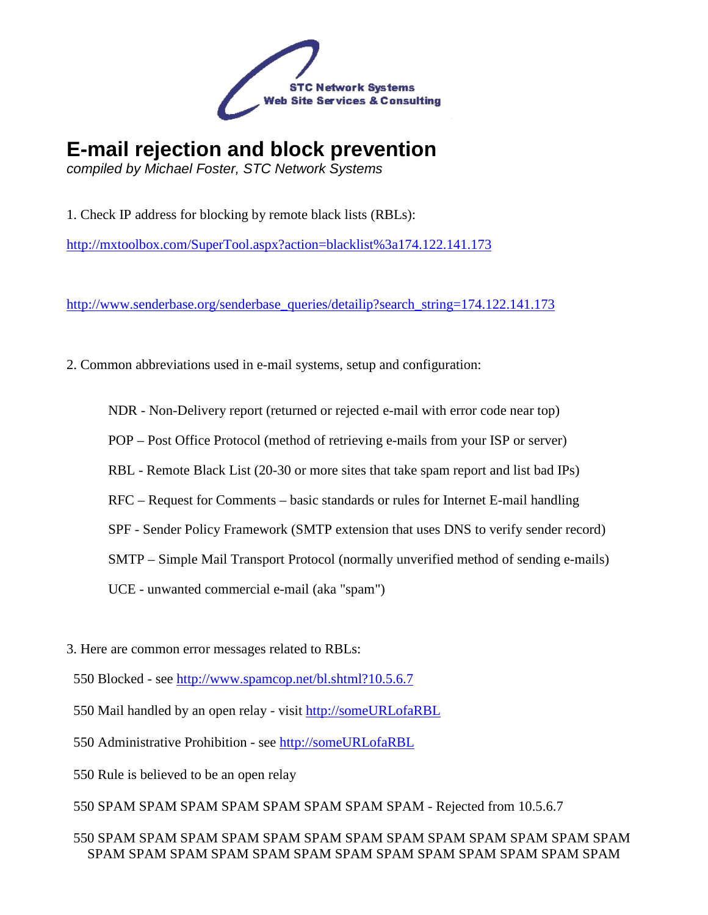STC Network Systems
Web Site Services & Consulting

# E-mail rejection and block prevention

*compiled by Michael Foster, STC Network Systems*

1. Check IP address for blocking by remote black lists (RBLs):

[http://mxtoolbox.com/SuperTool.aspx?action=blacklist%3a174.122.141.173](http://mxtoolbox.com/SuperTool.aspx?action=blacklist%3a174.122.141.173)

[http://www.senderbase.org/senderbase_queries/detailip?search_string=174.122.141.173](http://www.senderbase.org/senderbase_queries/detailip?search_string=174.122.141.173)

2. Common abbreviations used in e-mail systems, setup and configuration:

   NDR - Non-Delivery report (returned or rejected e-mail with error code near top)

   POP – Post Office Protocol (method of retrieving e-mails from your ISP or server)

   RBL - Remote Black List (20-30 or more sites that take spam report and list bad IPs)

   RFC – Request for Comments – basic standards or rules for Internet E-mail handling

   SPF - Sender Policy Framework (SMTP extension that uses DNS to verify sender record)

   SMTP – Simple Mail Transport Protocol (normally unverified method of sending e-mails)

   UCE - unwanted commercial e-mail (aka "spam")

3. Here are common error messages related to RBLs:

   550 Blocked - see [http://www.spamcop.net/bl.shtml?10.5.6.7](http://www.spamcop.net/bl.shtml?10.5.6.7)

   550 Mail handled by an open relay - visit [http://someURLofaRBL](http://someURLofaRBL)

   550 Administrative Prohibition - see [http://someURLofaRBL](http://someURLofaRBL)

   550 Rule is believed to be an open relay

   550 SPAM SPAM SPAM SPAM SPAM SPAM SPAM SPAM - Rejected from 10.5.6.7

   550 SPAM SPAM SPAM SPAM SPAM SPAM SPAM SPAM SPAM SPAM SPAM SPAM SPAM SPAM SPAM SPAM SPAM SPAM SPAM SPAM SPAM SPAM SPAM SPAM SPAM SPAM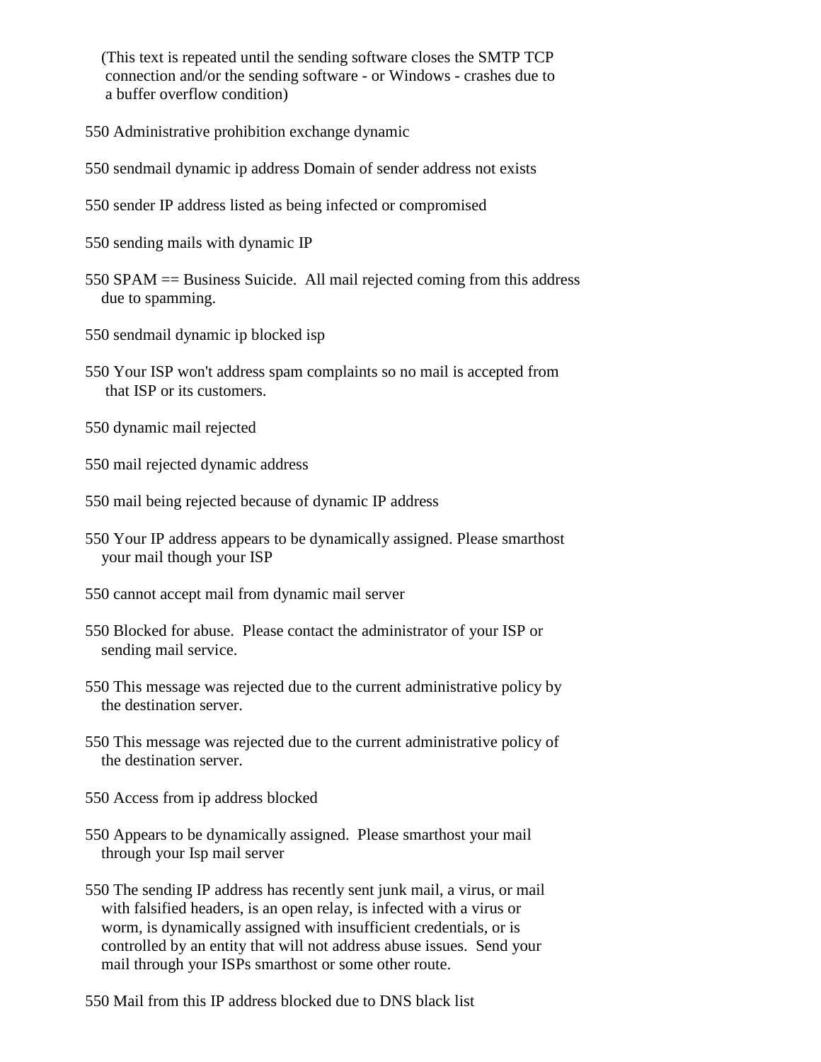(This text is repeated until the sending software closes the SMTP TCP connection and/or the sending software - or Windows - crashes due to a buffer overflow condition)

550 Administrative prohibition exchange dynamic

550 sendmail dynamic ip address Domain of sender address not exists

550 sender IP address listed as being infected or compromised

550 sending mails with dynamic IP

550 SPAM == Business Suicide.  All mail rejected coming from this address due to spamming.

550 sendmail dynamic ip blocked isp

550 Your ISP won't address spam complaints so no mail is accepted from that ISP or its customers.

550 dynamic mail rejected

550 mail rejected dynamic address

550 mail being rejected because of dynamic IP address

550 Your IP address appears to be dynamically assigned. Please smarthost your mail though your ISP

550 cannot accept mail from dynamic mail server

550 Blocked for abuse.  Please contact the administrator of your ISP or sending mail service.

550 This message was rejected due to the current administrative policy by the destination server.

550 This message was rejected due to the current administrative policy of the destination server.

550 Access from ip address blocked

550 Appears to be dynamically assigned.  Please smarthost your mail through your Isp mail server

550 The sending IP address has recently sent junk mail, a virus, or mail with falsified headers, is an open relay, is infected with a virus or worm, is dynamically assigned with insufficient credentials, or is controlled by an entity that will not address abuse issues.  Send your mail through your ISPs smarthost or some other route.

550 Mail from this IP address blocked due to DNS black list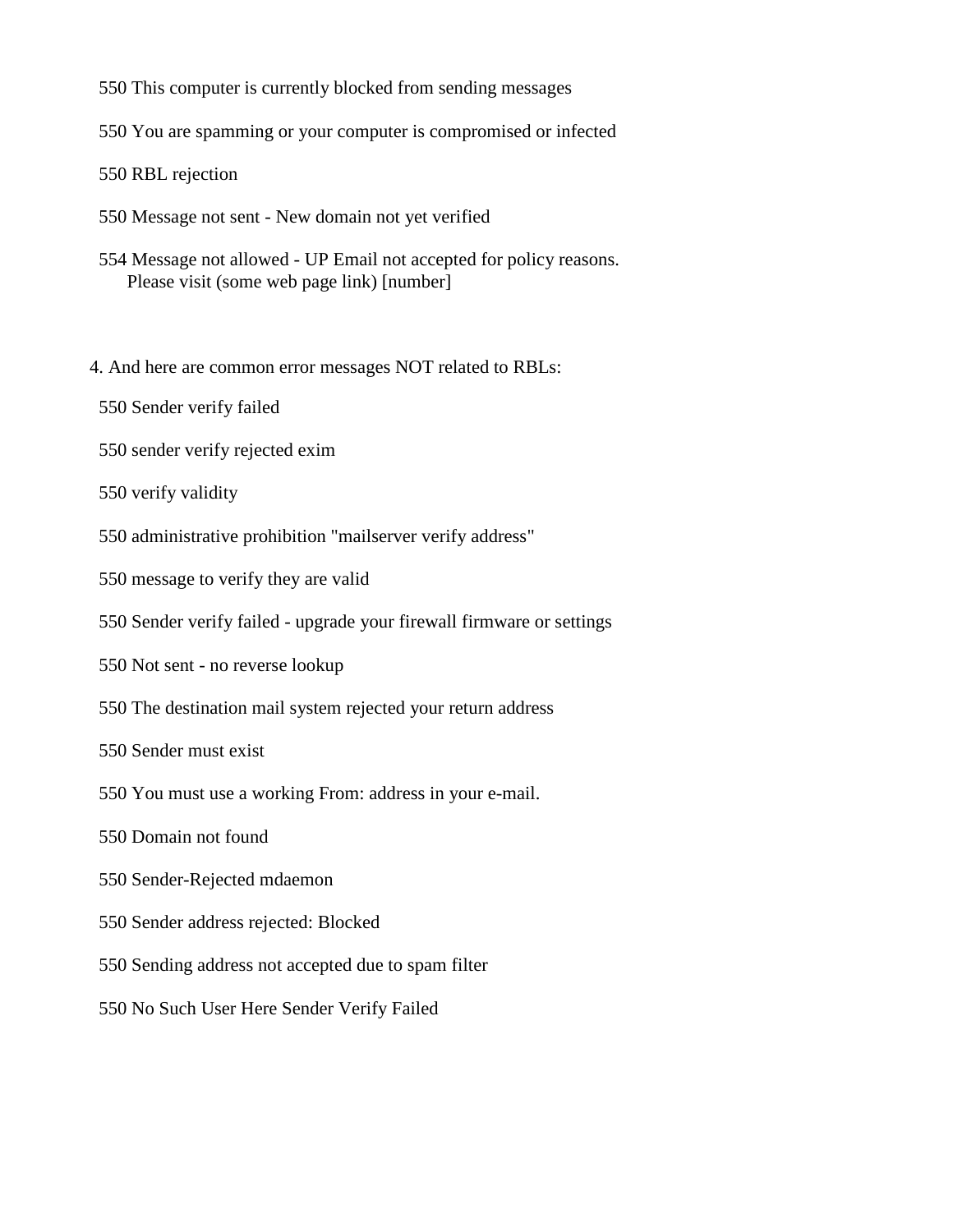550 This computer is currently blocked from sending messages

550 You are spamming or your computer is compromised or infected

550 RBL rejection

550 Message not sent - New domain not yet verified

554 Message not allowed - UP Email not accepted for policy reasons.
Please visit (some web page link) [number]

4. And here are common error messages NOT related to RBLs:

550 Sender verify failed

550 sender verify rejected exim

550 verify validity

550 administrative prohibition "mailserver verify address"

550 message to verify they are valid

550 Sender verify failed - upgrade your firewall firmware or settings

550 Not sent - no reverse lookup

550 The destination mail system rejected your return address

550 Sender must exist

550 You must use a working From: address in your e-mail.

550 Domain not found

550 Sender-Rejected mdaemon

550 Sender address rejected: Blocked

550 Sending address not accepted due to spam filter

550 No Such User Here Sender Verify Failed